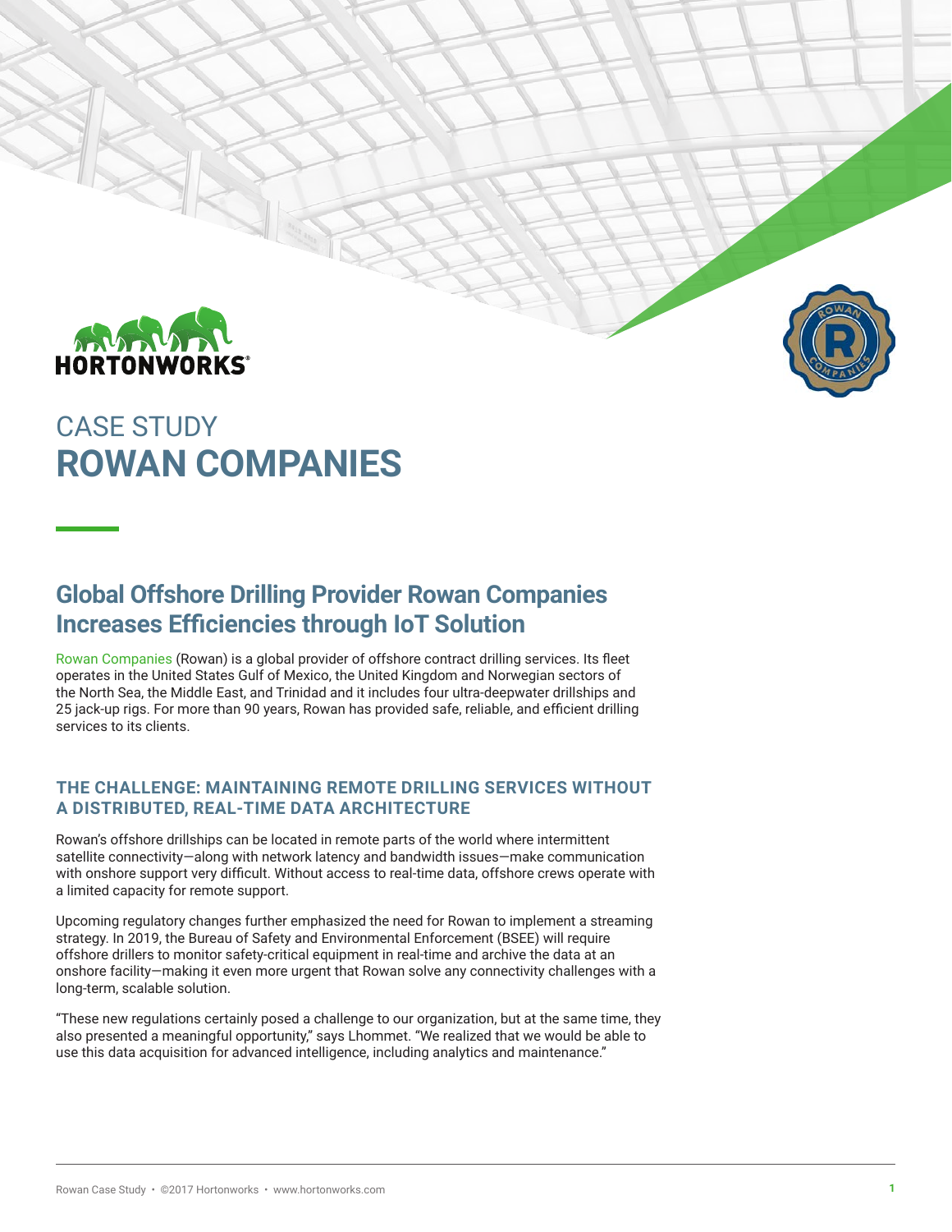# CASE STUDY
# ROWAN COMPANIES

## Global Offshore Drilling Provider Rowan Companies Increases Efficiencies through IoT Solution

Rowan Companies (Rowan) is a global provider of offshore contract drilling services. Its fleet operates in the United States Gulf of Mexico, the United Kingdom and Norwegian sectors of the North Sea, the Middle East, and Trinidad and it includes four ultra-deepwater drillships and 25 jack-up rigs. For more than 90 years, Rowan has provided safe, reliable, and efficient drilling services to its clients.

### THE CHALLENGE: MAINTAINING REMOTE DRILLING SERVICES WITHOUT A DISTRIBUTED, REAL-TIME DATA ARCHITECTURE

Rowan's offshore drillships can be located in remote parts of the world where intermittent satellite connectivity—along with network latency and bandwidth issues—make communication with onshore support very difficult. Without access to real-time data, offshore crews operate with a limited capacity for remote support.

Upcoming regulatory changes further emphasized the need for Rowan to implement a streaming strategy. In 2019, the Bureau of Safety and Environmental Enforcement (BSEE) will require offshore drillers to monitor safety-critical equipment in real-time and archive the data at an onshore facility—making it even more urgent that Rowan solve any connectivity challenges with a long-term, scalable solution.

"These new regulations certainly posed a challenge to our organization, but at the same time, they also presented a meaningful opportunity," says Lhommet. "We realized that we would be able to use this data acquisition for advanced intelligence, including analytics and maintenance."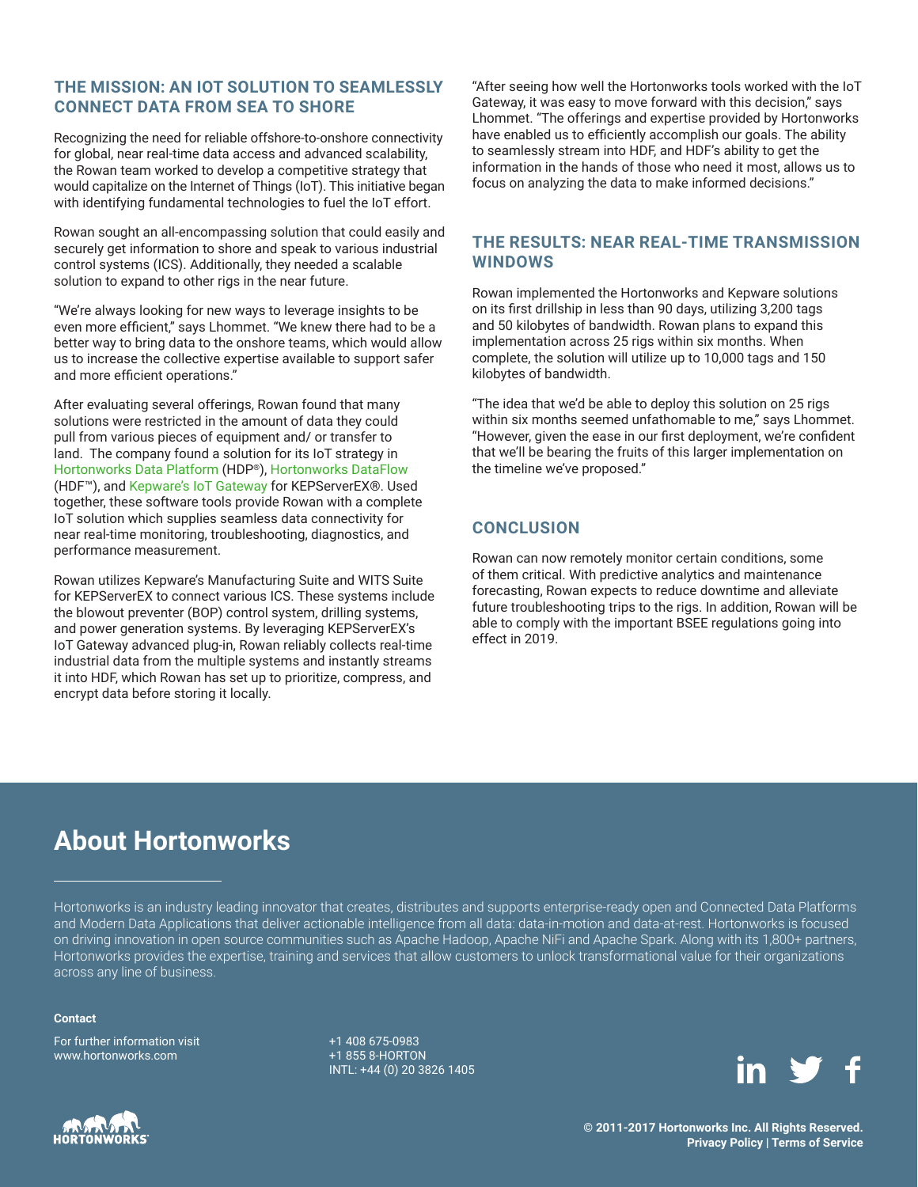## THE MISSION: AN IOT SOLUTION TO SEAMLESSLY CONNECT DATA FROM SEA TO SHORE

Recognizing the need for reliable offshore-to-onshore connectivity for global, near real-time data access and advanced scalability, the Rowan team worked to develop a competitive strategy that would capitalize on the Internet of Things (IoT). This initiative began with identifying fundamental technologies to fuel the IoT effort.

Rowan sought an all-encompassing solution that could easily and securely get information to shore and speak to various industrial control systems (ICS). Additionally, they needed a scalable solution to expand to other rigs in the near future.

"We're always looking for new ways to leverage insights to be even more efficient," says Lhommet. "We knew there had to be a better way to bring data to the onshore teams, which would allow us to increase the collective expertise available to support safer and more efficient operations."

After evaluating several offerings, Rowan found that many solutions were restricted in the amount of data they could pull from various pieces of equipment and/ or transfer to land. The company found a solution for its IoT strategy in Hortonworks Data Platform (HDP®), Hortonworks DataFlow (HDF™), and Kepware's IoT Gateway for KEPServerEX®. Used together, these software tools provide Rowan with a complete IoT solution which supplies seamless data connectivity for near real-time monitoring, troubleshooting, diagnostics, and performance measurement.

Rowan utilizes Kepware's Manufacturing Suite and WITS Suite for KEPServerEX to connect various ICS. These systems include the blowout preventer (BOP) control system, drilling systems, and power generation systems. By leveraging KEPServerEX's IoT Gateway advanced plug-in, Rowan reliably collects real-time industrial data from the multiple systems and instantly streams it into HDF, which Rowan has set up to prioritize, compress, and encrypt data before storing it locally.

"After seeing how well the Hortonworks tools worked with the IoT Gateway, it was easy to move forward with this decision," says Lhommet. "The offerings and expertise provided by Hortonworks have enabled us to efficiently accomplish our goals. The ability to seamlessly stream into HDF, and HDF's ability to get the information in the hands of those who need it most, allows us to focus on analyzing the data to make informed decisions."

## THE RESULTS: NEAR REAL-TIME TRANSMISSION WINDOWS

Rowan implemented the Hortonworks and Kepware solutions on its first drillship in less than 90 days, utilizing 3,200 tags and 50 kilobytes of bandwidth. Rowan plans to expand this implementation across 25 rigs within six months. When complete, the solution will utilize up to 10,000 tags and 150 kilobytes of bandwidth.

"The idea that we'd be able to deploy this solution on 25 rigs within six months seemed unfathomable to me," says Lhommet. "However, given the ease in our first deployment, we're confident that we'll be bearing the fruits of this larger implementation on the timeline we've proposed."

## CONCLUSION

Rowan can now remotely monitor certain conditions, some of them critical. With predictive analytics and maintenance forecasting, Rowan expects to reduce downtime and alleviate future troubleshooting trips to the rigs. In addition, Rowan will be able to comply with the important BSEE regulations going into effect in 2019.

# About Hortonworks

Hortonworks is an industry leading innovator that creates, distributes and supports enterprise-ready open and Connected Data Platforms and Modern Data Applications that deliver actionable intelligence from all data: data-in-motion and data-at-rest. Hortonworks is focused on driving innovation in open source communities such as Apache Hadoop, Apache NiFi and Apache Spark. Along with its 1,800+ partners, Hortonworks provides the expertise, training and services that allow customers to unlock transformational value for their organizations across any line of business.

**Contact**

For further information visit
www.hortonworks.com

+1 408 675-0983
+1 855 8-HORTON
INTL: +44 (0) 20 3826 1405

**© 2011-2017 Hortonworks Inc. All Rights Reserved.**
**Privacy Policy | Terms of Service**